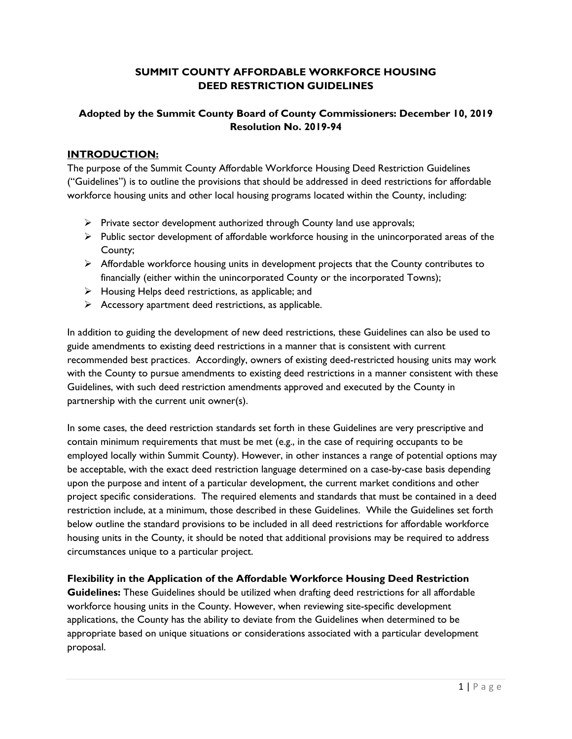# SUMMIT COUNTY AFFORDABLE WORKFORCE HOUSING DEED RESTRICTION GUIDELINES

### Adopted by the Summit County Board of County Commissioners: December 10, 2019 Resolution No. 2019-94

## INTRODUCTION:

The purpose of the Summit County Affordable Workforce Housing Deed Restriction Guidelines ("Guidelines") is to outline the provisions that should be addressed in deed restrictions for affordable workforce housing units and other local housing programs located within the County, including:

- Private sector development authorized through County land use approvals;
- Public sector development of affordable workforce housing in the unincorporated areas of the County;
- Affordable workforce housing units in development projects that the County contributes to financially (either within the unincorporated County or the incorporated Towns);
- Housing Helps deed restrictions, as applicable; and
- Accessory apartment deed restrictions, as applicable.

In addition to guiding the development of new deed restrictions, these Guidelines can also be used to guide amendments to existing deed restrictions in a manner that is consistent with current recommended best practices. Accordingly, owners of existing deed-restricted housing units may work with the County to pursue amendments to existing deed restrictions in a manner consistent with these Guidelines, with such deed restriction amendments approved and executed by the County in partnership with the current unit owner(s).

In some cases, the deed restriction standards set forth in these Guidelines are very prescriptive and contain minimum requirements that must be met (e.g., in the case of requiring occupants to be employed locally within Summit County). However, in other instances a range of potential options may be acceptable, with the exact deed restriction language determined on a case-by-case basis depending upon the purpose and intent of a particular development, the current market conditions and other project specific considerations. The required elements and standards that must be contained in a deed restriction include, at a minimum, those described in these Guidelines. While the Guidelines set forth below outline the standard provisions to be included in all deed restrictions for affordable workforce housing units in the County, it should be noted that additional provisions may be required to address circumstances unique to a particular project.

**Flexibility in the Application of the Affordable Workforce Housing Deed Restriction Guidelines:** These Guidelines should be utilized when drafting deed restrictions for all affordable workforce housing units in the County. However, when reviewing site-specific development applications, the County has the ability to deviate from the Guidelines when determined to be appropriate based on unique situations or considerations associated with a particular development proposal.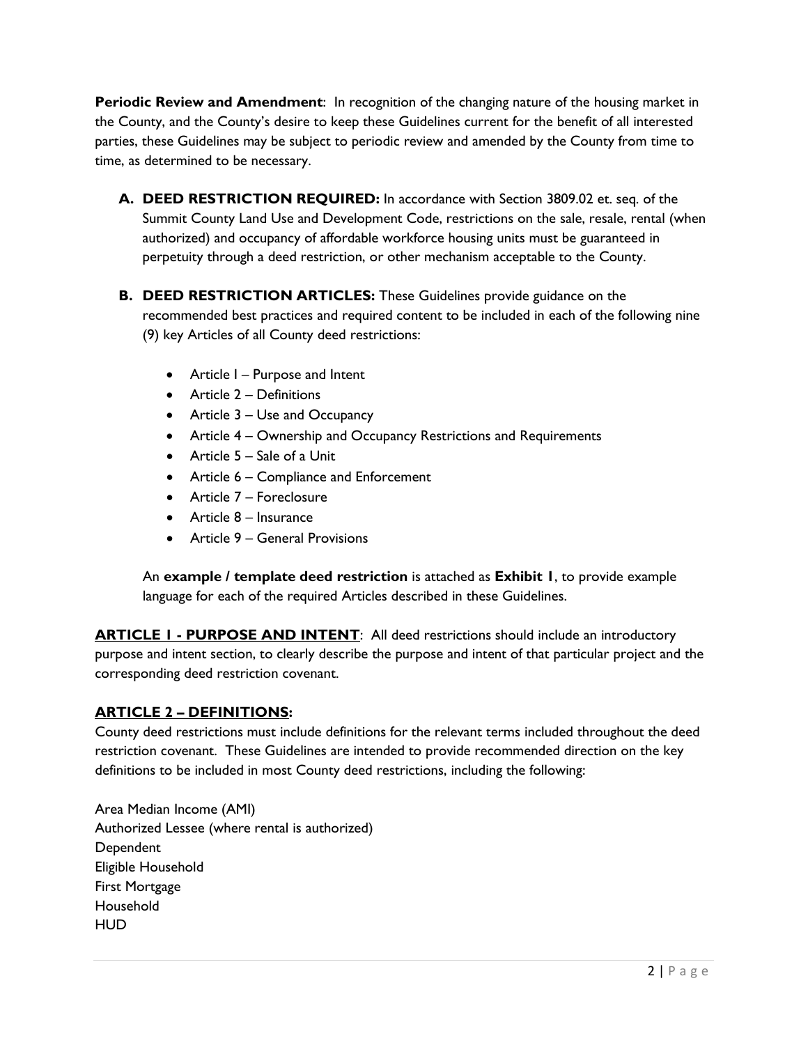**Periodic Review and Amendment**: In recognition of the changing nature of the housing market in the County, and the County's desire to keep these Guidelines current for the benefit of all interested parties, these Guidelines may be subject to periodic review and amended by the County from time to time, as determined to be necessary.

**A. DEED RESTRICTION REQUIRED:** In accordance with Section 3809.02 et. seq. of the Summit County Land Use and Development Code, restrictions on the sale, resale, rental (when authorized) and occupancy of affordable workforce housing units must be guaranteed in perpetuity through a deed restriction, or other mechanism acceptable to the County.

**B. DEED RESTRICTION ARTICLES:** These Guidelines provide guidance on the recommended best practices and required content to be included in each of the following nine (9) key Articles of all County deed restrictions:

- Article I – Purpose and Intent
- Article 2 – Definitions
- Article 3 – Use and Occupancy
- Article 4 – Ownership and Occupancy Restrictions and Requirements
- Article 5 – Sale of a Unit
- Article 6 – Compliance and Enforcement
- Article 7 – Foreclosure
- Article 8 – Insurance
- Article 9 – General Provisions

An **example / template deed restriction** is attached as **Exhibit 1**, to provide example language for each of the required Articles described in these Guidelines.

**ARTICLE 1 - PURPOSE AND INTENT**: All deed restrictions should include an introductory purpose and intent section, to clearly describe the purpose and intent of that particular project and the corresponding deed restriction covenant.

## ARTICLE 2 – DEFINITIONS:

County deed restrictions must include definitions for the relevant terms included throughout the deed restriction covenant. These Guidelines are intended to provide recommended direction on the key definitions to be included in most County deed restrictions, including the following:

Area Median Income (AMI)
Authorized Lessee (where rental is authorized)
Dependent
Eligible Household
First Mortgage
Household
HUD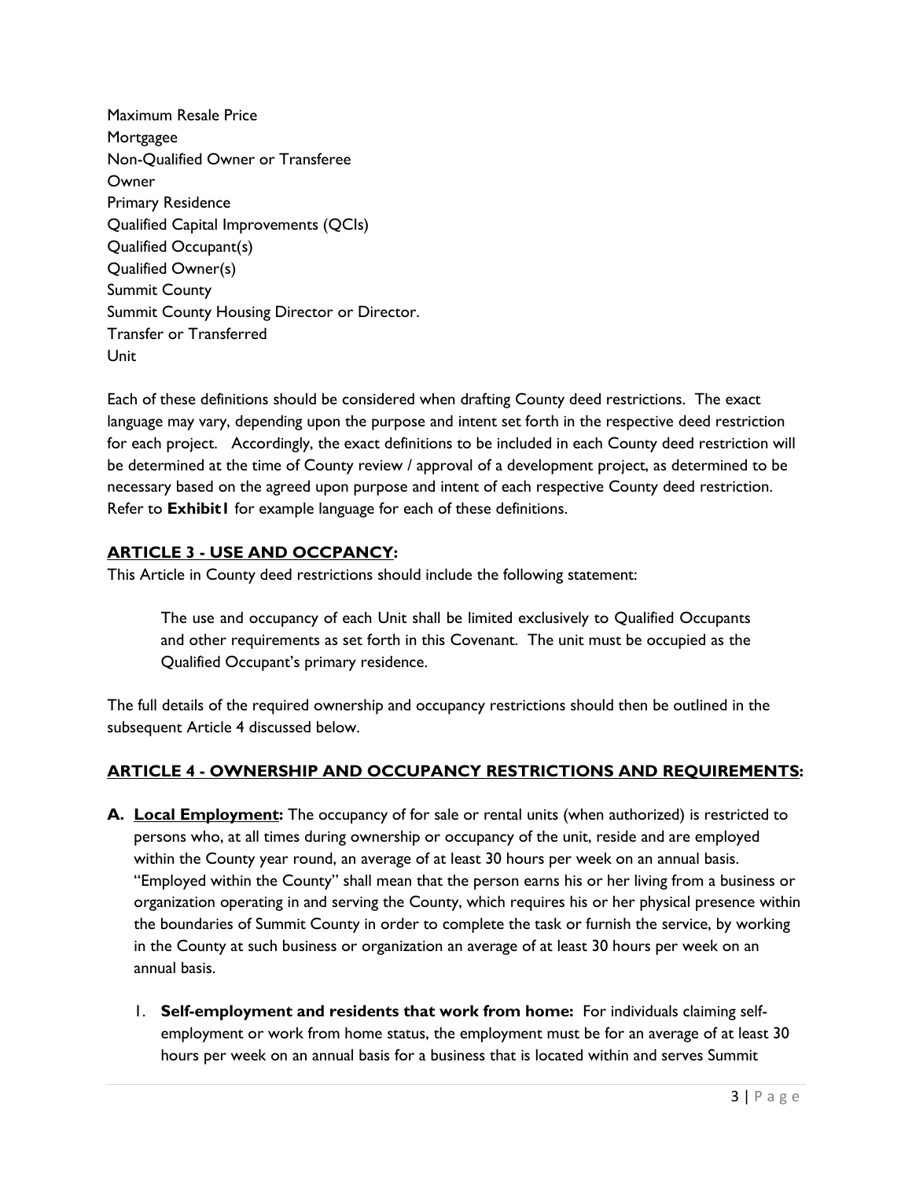Maximum Resale Price
Mortgagee
Non-Qualified Owner or Transferee
Owner
Primary Residence
Qualified Capital Improvements (QCIs)
Qualified Occupant(s)
Qualified Owner(s)
Summit County
Summit County Housing Director or Director.
Transfer or Transferred
Unit

Each of these definitions should be considered when drafting County deed restrictions. The exact language may vary, depending upon the purpose and intent set forth in the respective deed restriction for each project. Accordingly, the exact definitions to be included in each County deed restriction will be determined at the time of County review / approval of a development project, as determined to be necessary based on the agreed upon purpose and intent of each respective County deed restriction. Refer to **Exhibit1** for example language for each of these definitions.

## ARTICLE 3 - USE AND OCCPANCY:

This Article in County deed restrictions should include the following statement:

> The use and occupancy of each Unit shall be limited exclusively to Qualified Occupants and other requirements as set forth in this Covenant. The unit must be occupied as the Qualified Occupant's primary residence.

The full details of the required ownership and occupancy restrictions should then be outlined in the subsequent Article 4 discussed below.

## ARTICLE 4 - OWNERSHIP AND OCCUPANCY RESTRICTIONS AND REQUIREMENTS:

**A. Local Employment:** The occupancy of for sale or rental units (when authorized) is restricted to persons who, at all times during ownership or occupancy of the unit, reside and are employed within the County year round, an average of at least 30 hours per week on an annual basis. "Employed within the County" shall mean that the person earns his or her living from a business or organization operating in and serving the County, which requires his or her physical presence within the boundaries of Summit County in order to complete the task or furnish the service, by working in the County at such business or organization an average of at least 30 hours per week on an annual basis.

1. **Self-employment and residents that work from home:** For individuals claiming self-employment or work from home status, the employment must be for an average of at least 30 hours per week on an annual basis for a business that is located within and serves Summit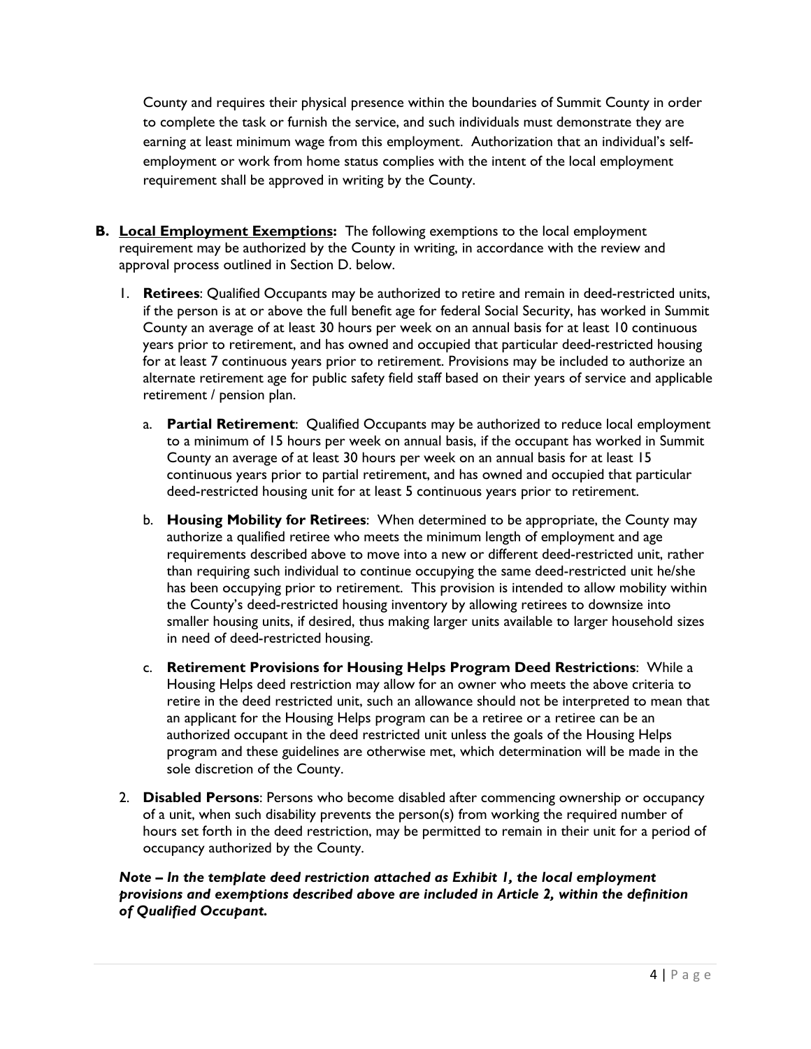County and requires their physical presence within the boundaries of Summit County in order to complete the task or furnish the service, and such individuals must demonstrate they are earning at least minimum wage from this employment. Authorization that an individual's self-employment or work from home status complies with the intent of the local employment requirement shall be approved in writing by the County.

**B. <u>Local Employment Exemptions</u>:** The following exemptions to the local employment requirement may be authorized by the County in writing, in accordance with the review and approval process outlined in Section D. below.

1. **Retirees**: Qualified Occupants may be authorized to retire and remain in deed-restricted units, if the person is at or above the full benefit age for federal Social Security, has worked in Summit County an average of at least 30 hours per week on an annual basis for at least 10 continuous years prior to retirement, and has owned and occupied that particular deed-restricted housing for at least 7 continuous years prior to retirement. Provisions may be included to authorize an alternate retirement age for public safety field staff based on their years of service and applicable retirement / pension plan.

   a. **Partial Retirement**: Qualified Occupants may be authorized to reduce local employment to a minimum of 15 hours per week on annual basis, if the occupant has worked in Summit County an average of at least 30 hours per week on an annual basis for at least 15 continuous years prior to partial retirement, and has owned and occupied that particular deed-restricted housing unit for at least 5 continuous years prior to retirement.

   b. **Housing Mobility for Retirees**: When determined to be appropriate, the County may authorize a qualified retiree who meets the minimum length of employment and age requirements described above to move into a new or different deed-restricted unit, rather than requiring such individual to continue occupying the same deed-restricted unit he/she has been occupying prior to retirement. This provision is intended to allow mobility within the County's deed-restricted housing inventory by allowing retirees to downsize into smaller housing units, if desired, thus making larger units available to larger household sizes in need of deed-restricted housing.

   c. **Retirement Provisions for Housing Helps Program Deed Restrictions**: While a Housing Helps deed restriction may allow for an owner who meets the above criteria to retire in the deed restricted unit, such an allowance should not be interpreted to mean that an applicant for the Housing Helps program can be a retiree or a retiree can be an authorized occupant in the deed restricted unit unless the goals of the Housing Helps program and these guidelines are otherwise met, which determination will be made in the sole discretion of the County.

2. **Disabled Persons**: Persons who become disabled after commencing ownership or occupancy of a unit, when such disability prevents the person(s) from working the required number of hours set forth in the deed restriction, may be permitted to remain in their unit for a period of occupancy authorized by the County.

***Note – In the template deed restriction attached as Exhibit 1, the local employment provisions and exemptions described above are included in Article 2, within the definition of Qualified Occupant.***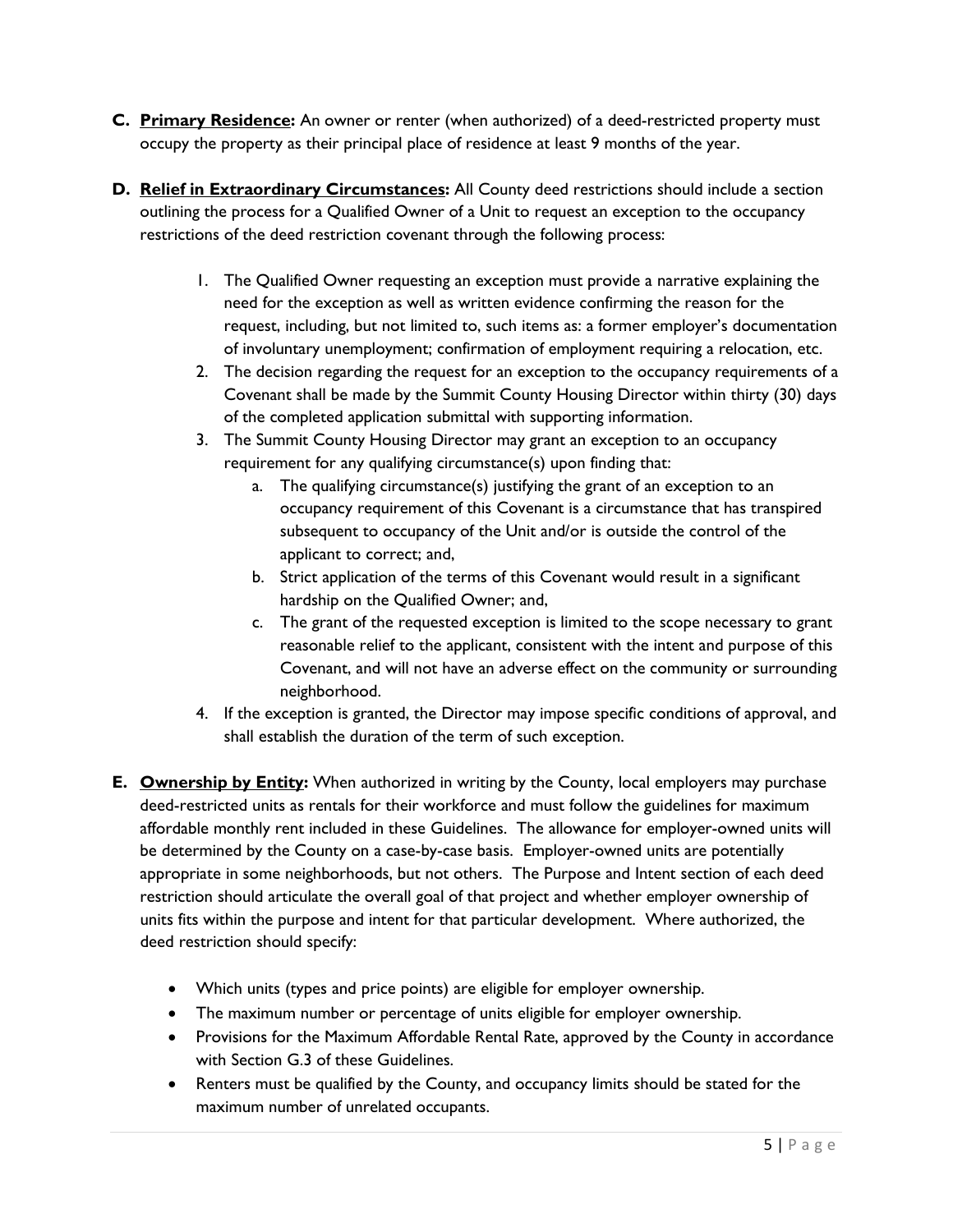**C. <u>Primary Residence</u>:** An owner or renter (when authorized) of a deed-restricted property must occupy the property as their principal place of residence at least 9 months of the year.

**D. <u>Relief in Extraordinary Circumstances</u>:** All County deed restrictions should include a section outlining the process for a Qualified Owner of a Unit to request an exception to the occupancy restrictions of the deed restriction covenant through the following process:

1. The Qualified Owner requesting an exception must provide a narrative explaining the need for the exception as well as written evidence confirming the reason for the request, including, but not limited to, such items as: a former employer's documentation of involuntary unemployment; confirmation of employment requiring a relocation, etc.
2. The decision regarding the request for an exception to the occupancy requirements of a Covenant shall be made by the Summit County Housing Director within thirty (30) days of the completed application submittal with supporting information.
3. The Summit County Housing Director may grant an exception to an occupancy requirement for any qualifying circumstance(s) upon finding that:
   a. The qualifying circumstance(s) justifying the grant of an exception to an occupancy requirement of this Covenant is a circumstance that has transpired subsequent to occupancy of the Unit and/or is outside the control of the applicant to correct; and,
   b. Strict application of the terms of this Covenant would result in a significant hardship on the Qualified Owner; and,
   c. The grant of the requested exception is limited to the scope necessary to grant reasonable relief to the applicant, consistent with the intent and purpose of this Covenant, and will not have an adverse effect on the community or surrounding neighborhood.
4. If the exception is granted, the Director may impose specific conditions of approval, and shall establish the duration of the term of such exception.

**E. <u>Ownership by Entity</u>:** When authorized in writing by the County, local employers may purchase deed-restricted units as rentals for their workforce and must follow the guidelines for maximum affordable monthly rent included in these Guidelines. The allowance for employer-owned units will be determined by the County on a case-by-case basis. Employer-owned units are potentially appropriate in some neighborhoods, but not others. The Purpose and Intent section of each deed restriction should articulate the overall goal of that project and whether employer ownership of units fits within the purpose and intent for that particular development. Where authorized, the deed restriction should specify:

- Which units (types and price points) are eligible for employer ownership.
- The maximum number or percentage of units eligible for employer ownership.
- Provisions for the Maximum Affordable Rental Rate, approved by the County in accordance with Section G.3 of these Guidelines.
- Renters must be qualified by the County, and occupancy limits should be stated for the maximum number of unrelated occupants.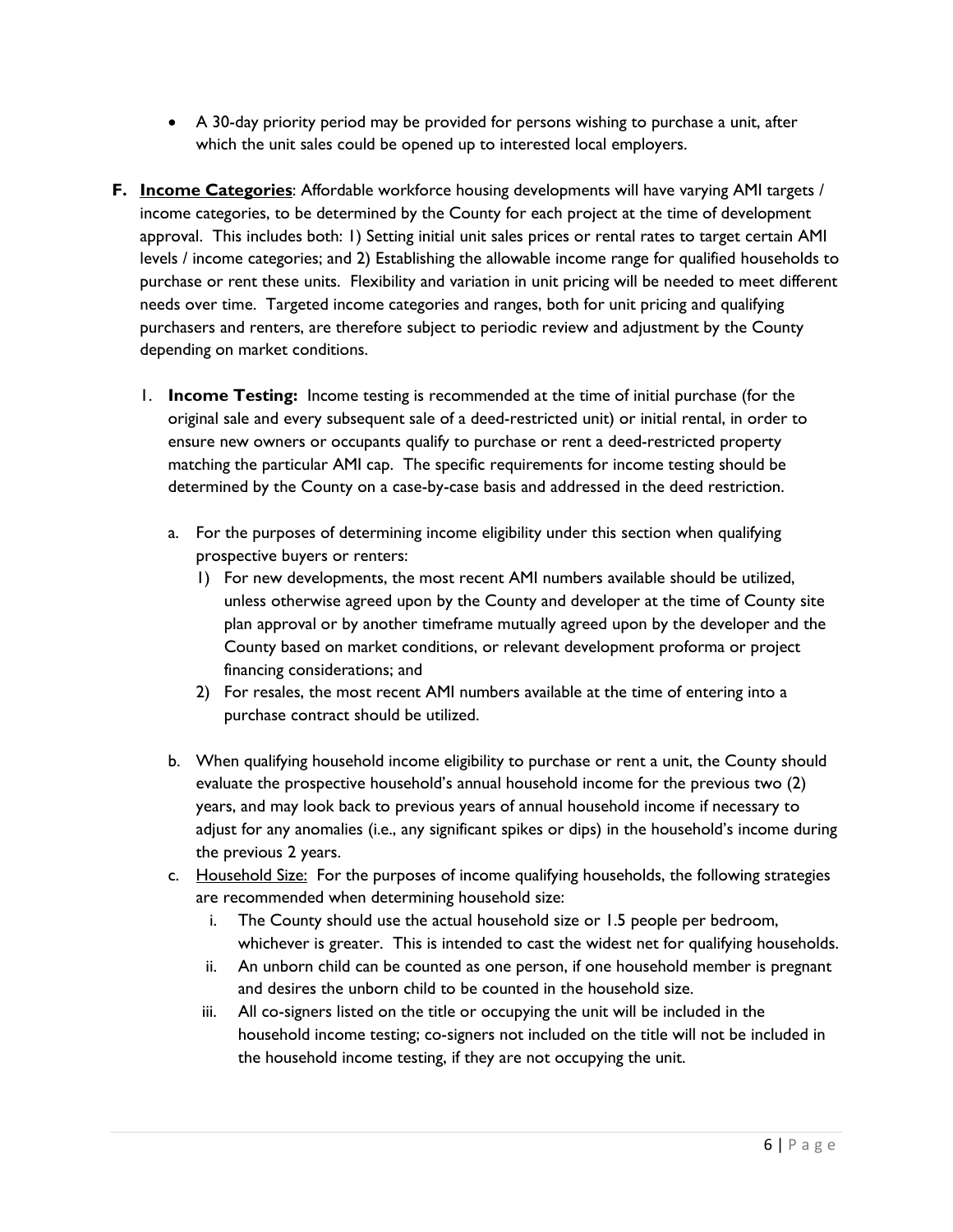- A 30-day priority period may be provided for persons wishing to purchase a unit, after which the unit sales could be opened up to interested local employers.

**F. Income Categories**: Affordable workforce housing developments will have varying AMI targets / income categories, to be determined by the County for each project at the time of development approval. This includes both: 1) Setting initial unit sales prices or rental rates to target certain AMI levels / income categories; and 2) Establishing the allowable income range for qualified households to purchase or rent these units. Flexibility and variation in unit pricing will be needed to meet different needs over time. Targeted income categories and ranges, both for unit pricing and qualifying purchasers and renters, are therefore subject to periodic review and adjustment by the County depending on market conditions.

1. **Income Testing:** Income testing is recommended at the time of initial purchase (for the original sale and every subsequent sale of a deed-restricted unit) or initial rental, in order to ensure new owners or occupants qualify to purchase or rent a deed-restricted property matching the particular AMI cap. The specific requirements for income testing should be determined by the County on a case-by-case basis and addressed in the deed restriction.

   a. For the purposes of determining income eligibility under this section when qualifying prospective buyers or renters:

      1) For new developments, the most recent AMI numbers available should be utilized, unless otherwise agreed upon by the County and developer at the time of County site plan approval or by another timeframe mutually agreed upon by the developer and the County based on market conditions, or relevant development proforma or project financing considerations; and
      2) For resales, the most recent AMI numbers available at the time of entering into a purchase contract should be utilized.

   b. When qualifying household income eligibility to purchase or rent a unit, the County should evaluate the prospective household's annual household income for the previous two (2) years, and may look back to previous years of annual household income if necessary to adjust for any anomalies (i.e., any significant spikes or dips) in the household's income during the previous 2 years.

   c. Household Size: For the purposes of income qualifying households, the following strategies are recommended when determining household size:

      i. The County should use the actual household size or 1.5 people per bedroom, whichever is greater. This is intended to cast the widest net for qualifying households.
      ii. An unborn child can be counted as one person, if one household member is pregnant and desires the unborn child to be counted in the household size.
      iii. All co-signers listed on the title or occupying the unit will be included in the household income testing; co-signers not included on the title will not be included in the household income testing, if they are not occupying the unit.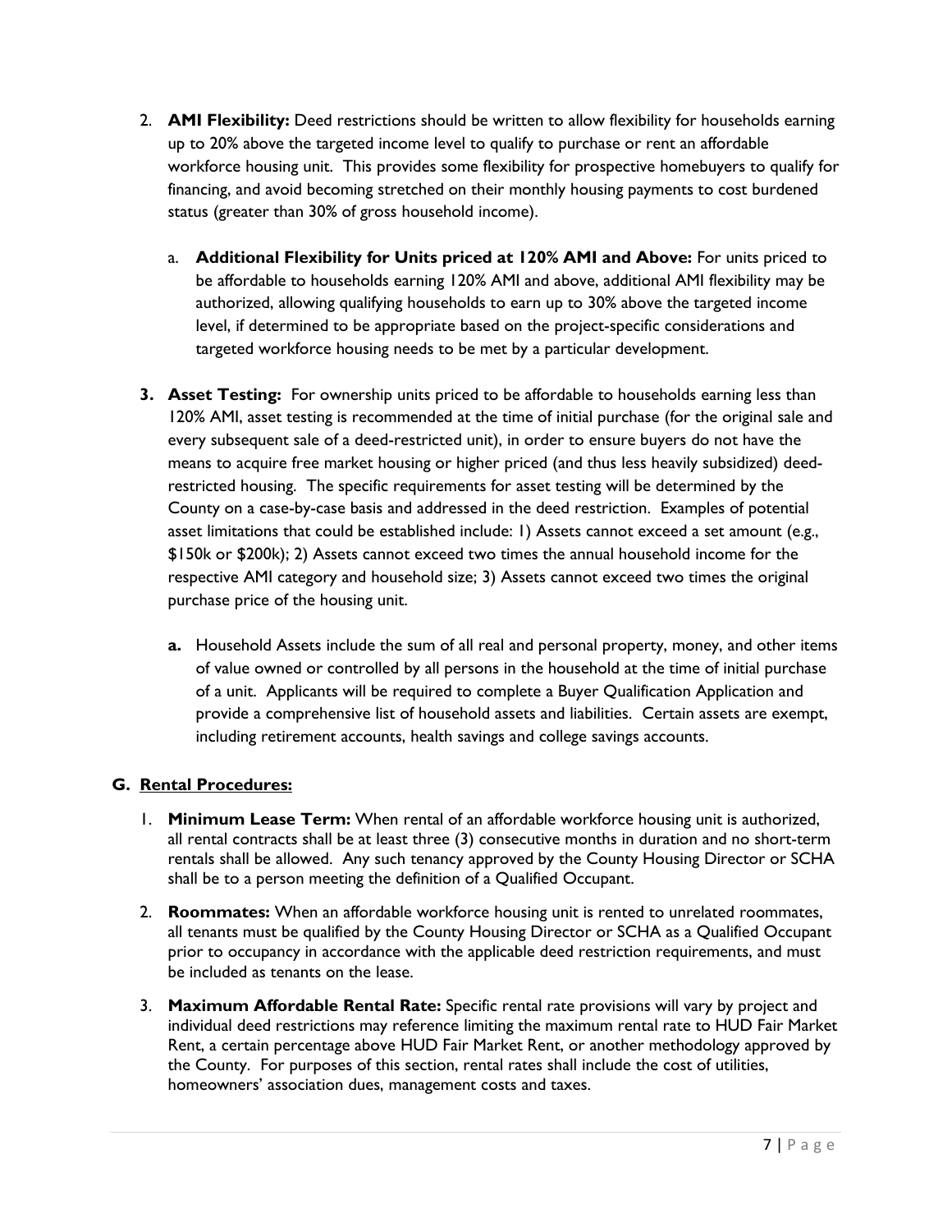2. **AMI Flexibility:** Deed restrictions should be written to allow flexibility for households earning up to 20% above the targeted income level to qualify to purchase or rent an affordable workforce housing unit. This provides some flexibility for prospective homebuyers to qualify for financing, and avoid becoming stretched on their monthly housing payments to cost burdened status (greater than 30% of gross household income).

   a. **Additional Flexibility for Units priced at 120% AMI and Above:** For units priced to be affordable to households earning 120% AMI and above, additional AMI flexibility may be authorized, allowing qualifying households to earn up to 30% above the targeted income level, if determined to be appropriate based on the project-specific considerations and targeted workforce housing needs to be met by a particular development.

3. **Asset Testing:** For ownership units priced to be affordable to households earning less than 120% AMI, asset testing is recommended at the time of initial purchase (for the original sale and every subsequent sale of a deed-restricted unit), in order to ensure buyers do not have the means to acquire free market housing or higher priced (and thus less heavily subsidized) deed-restricted housing. The specific requirements for asset testing will be determined by the County on a case-by-case basis and addressed in the deed restriction. Examples of potential asset limitations that could be established include: 1) Assets cannot exceed a set amount (e.g., $150k or $200k); 2) Assets cannot exceed two times the annual household income for the respective AMI category and household size; 3) Assets cannot exceed two times the original purchase price of the housing unit.

   **a.** Household Assets include the sum of all real and personal property, money, and other items of value owned or controlled by all persons in the household at the time of initial purchase of a unit. Applicants will be required to complete a Buyer Qualification Application and provide a comprehensive list of household assets and liabilities. Certain assets are exempt, including retirement accounts, health savings and college savings accounts.

**G. <u>Rental Procedures:</u>**

1. **Minimum Lease Term:** When rental of an affordable workforce housing unit is authorized, all rental contracts shall be at least three (3) consecutive months in duration and no short-term rentals shall be allowed. Any such tenancy approved by the County Housing Director or SCHA shall be to a person meeting the definition of a Qualified Occupant.

2. **Roommates:** When an affordable workforce housing unit is rented to unrelated roommates, all tenants must be qualified by the County Housing Director or SCHA as a Qualified Occupant prior to occupancy in accordance with the applicable deed restriction requirements, and must be included as tenants on the lease.

3. **Maximum Affordable Rental Rate:** Specific rental rate provisions will vary by project and individual deed restrictions may reference limiting the maximum rental rate to HUD Fair Market Rent, a certain percentage above HUD Fair Market Rent, or another methodology approved by the County. For purposes of this section, rental rates shall include the cost of utilities, homeowners' association dues, management costs and taxes.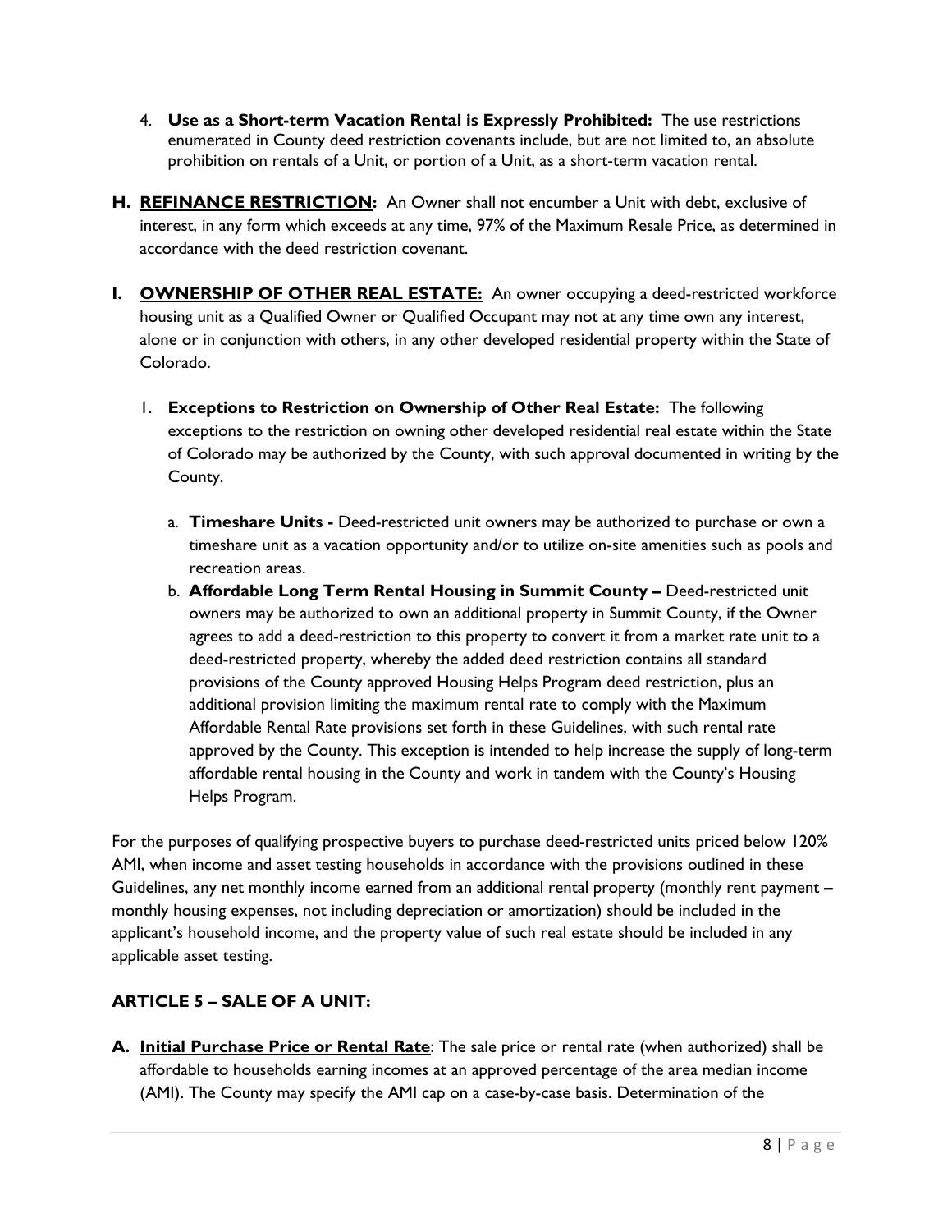4. **Use as a Short-term Vacation Rental is Expressly Prohibited:** The use restrictions enumerated in County deed restriction covenants include, but are not limited to, an absolute prohibition on rentals of a Unit, or portion of a Unit, as a short-term vacation rental.

**H. REFINANCE RESTRICTION:** An Owner shall not encumber a Unit with debt, exclusive of interest, in any form which exceeds at any time, 97% of the Maximum Resale Price, as determined in accordance with the deed restriction covenant.

**I. OWNERSHIP OF OTHER REAL ESTATE:** An owner occupying a deed-restricted workforce housing unit as a Qualified Owner or Qualified Occupant may not at any time own any interest, alone or in conjunction with others, in any other developed residential property within the State of Colorado.

1. **Exceptions to Restriction on Ownership of Other Real Estate:** The following exceptions to the restriction on owning other developed residential real estate within the State of Colorado may be authorized by the County, with such approval documented in writing by the County.

   a. **Timeshare Units -** Deed-restricted unit owners may be authorized to purchase or own a timeshare unit as a vacation opportunity and/or to utilize on-site amenities such as pools and recreation areas.

   b. **Affordable Long Term Rental Housing in Summit County –** Deed-restricted unit owners may be authorized to own an additional property in Summit County, if the Owner agrees to add a deed-restriction to this property to convert it from a market rate unit to a deed-restricted property, whereby the added deed restriction contains all standard provisions of the County approved Housing Helps Program deed restriction, plus an additional provision limiting the maximum rental rate to comply with the Maximum Affordable Rental Rate provisions set forth in these Guidelines, with such rental rate approved by the County. This exception is intended to help increase the supply of long-term affordable rental housing in the County and work in tandem with the County's Housing Helps Program.

For the purposes of qualifying prospective buyers to purchase deed-restricted units priced below 120% AMI, when income and asset testing households in accordance with the provisions outlined in these Guidelines, any net monthly income earned from an additional rental property (monthly rent payment – monthly housing expenses, not including depreciation or amortization) should be included in the applicant's household income, and the property value of such real estate should be included in any applicable asset testing.

## ARTICLE 5 – SALE OF A UNIT:

**A. Initial Purchase Price or Rental Rate**: The sale price or rental rate (when authorized) shall be affordable to households earning incomes at an approved percentage of the area median income (AMI). The County may specify the AMI cap on a case-by-case basis. Determination of the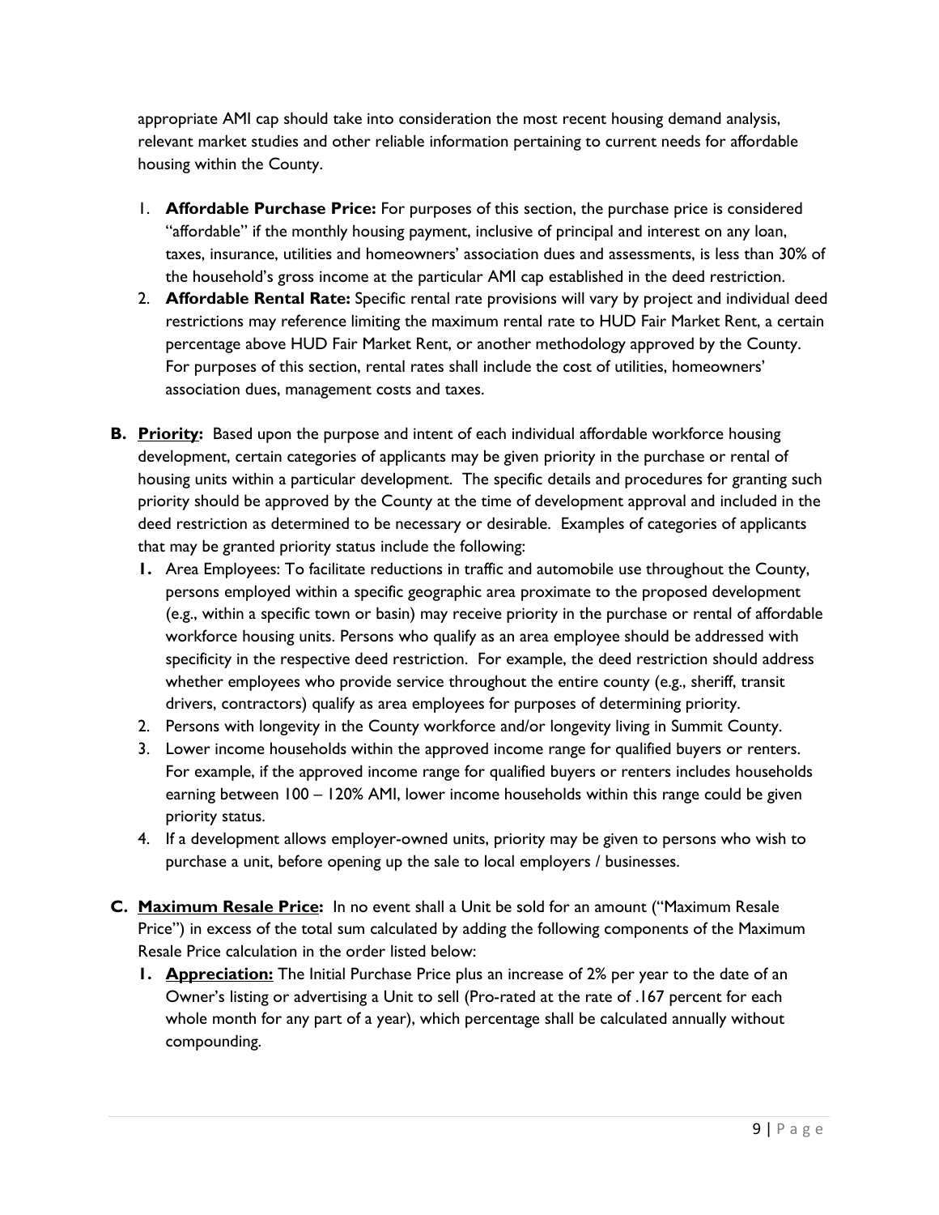appropriate AMI cap should take into consideration the most recent housing demand analysis, relevant market studies and other reliable information pertaining to current needs for affordable housing within the County.

1. **Affordable Purchase Price:** For purposes of this section, the purchase price is considered "affordable" if the monthly housing payment, inclusive of principal and interest on any loan, taxes, insurance, utilities and homeowners' association dues and assessments, is less than 30% of the household's gross income at the particular AMI cap established in the deed restriction.
2. **Affordable Rental Rate:** Specific rental rate provisions will vary by project and individual deed restrictions may reference limiting the maximum rental rate to HUD Fair Market Rent, a certain percentage above HUD Fair Market Rent, or another methodology approved by the County. For purposes of this section, rental rates shall include the cost of utilities, homeowners' association dues, management costs and taxes.

**B. Priority:** Based upon the purpose and intent of each individual affordable workforce housing development, certain categories of applicants may be given priority in the purchase or rental of housing units within a particular development. The specific details and procedures for granting such priority should be approved by the County at the time of development approval and included in the deed restriction as determined to be necessary or desirable. Examples of categories of applicants that may be granted priority status include the following:

1. Area Employees: To facilitate reductions in traffic and automobile use throughout the County, persons employed within a specific geographic area proximate to the proposed development (e.g., within a specific town or basin) may receive priority in the purchase or rental of affordable workforce housing units. Persons who qualify as an area employee should be addressed with specificity in the respective deed restriction. For example, the deed restriction should address whether employees who provide service throughout the entire county (e.g., sheriff, transit drivers, contractors) qualify as area employees for purposes of determining priority.
2. Persons with longevity in the County workforce and/or longevity living in Summit County.
3. Lower income households within the approved income range for qualified buyers or renters. For example, if the approved income range for qualified buyers or renters includes households earning between 100 – 120% AMI, lower income households within this range could be given priority status.
4. If a development allows employer-owned units, priority may be given to persons who wish to purchase a unit, before opening up the sale to local employers / businesses.

**C. Maximum Resale Price:** In no event shall a Unit be sold for an amount ("Maximum Resale Price") in excess of the total sum calculated by adding the following components of the Maximum Resale Price calculation in the order listed below:

1. **Appreciation:** The Initial Purchase Price plus an increase of 2% per year to the date of an Owner's listing or advertising a Unit to sell (Pro-rated at the rate of .167 percent for each whole month for any part of a year), which percentage shall be calculated annually without compounding.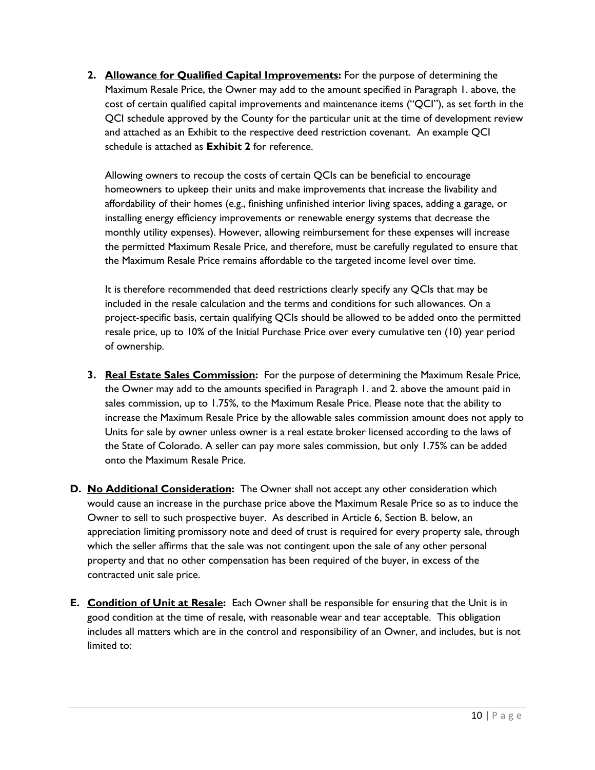2. **<u>Allowance for Qualified Capital Improvements</u>:** For the purpose of determining the Maximum Resale Price, the Owner may add to the amount specified in Paragraph 1. above, the cost of certain qualified capital improvements and maintenance items ("QCI"), as set forth in the QCI schedule approved by the County for the particular unit at the time of development review and attached as an Exhibit to the respective deed restriction covenant. An example QCI schedule is attached as **Exhibit 2** for reference.

   Allowing owners to recoup the costs of certain QCIs can be beneficial to encourage homeowners to upkeep their units and make improvements that increase the livability and affordability of their homes (e.g., finishing unfinished interior living spaces, adding a garage, or installing energy efficiency improvements or renewable energy systems that decrease the monthly utility expenses). However, allowing reimbursement for these expenses will increase the permitted Maximum Resale Price, and therefore, must be carefully regulated to ensure that the Maximum Resale Price remains affordable to the targeted income level over time.

   It is therefore recommended that deed restrictions clearly specify any QCIs that may be included in the resale calculation and the terms and conditions for such allowances. On a project-specific basis, certain qualifying QCIs should be allowed to be added onto the permitted resale price, up to 10% of the Initial Purchase Price over every cumulative ten (10) year period of ownership.

3. **<u>Real Estate Sales Commission</u>:** For the purpose of determining the Maximum Resale Price, the Owner may add to the amounts specified in Paragraph 1. and 2. above the amount paid in sales commission, up to 1.75%, to the Maximum Resale Price. Please note that the ability to increase the Maximum Resale Price by the allowable sales commission amount does not apply to Units for sale by owner unless owner is a real estate broker licensed according to the laws of the State of Colorado. A seller can pay more sales commission, but only 1.75% can be added onto the Maximum Resale Price.

**D. <u>No Additional Consideration</u>:** The Owner shall not accept any other consideration which would cause an increase in the purchase price above the Maximum Resale Price so as to induce the Owner to sell to such prospective buyer. As described in Article 6, Section B. below, an appreciation limiting promissory note and deed of trust is required for every property sale, through which the seller affirms that the sale was not contingent upon the sale of any other personal property and that no other compensation has been required of the buyer, in excess of the contracted unit sale price.

**E. <u>Condition of Unit at Resale</u>:** Each Owner shall be responsible for ensuring that the Unit is in good condition at the time of resale, with reasonable wear and tear acceptable. This obligation includes all matters which are in the control and responsibility of an Owner, and includes, but is not limited to: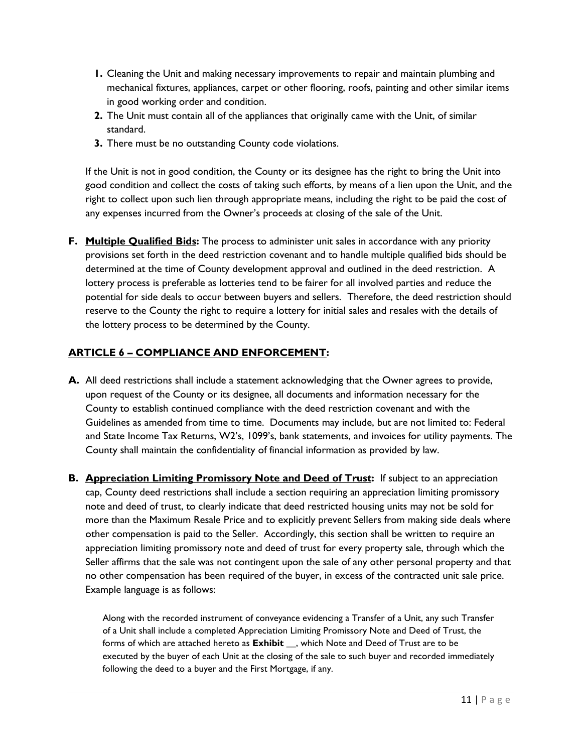1. Cleaning the Unit and making necessary improvements to repair and maintain plumbing and mechanical fixtures, appliances, carpet or other flooring, roofs, painting and other similar items in good working order and condition.
2. The Unit must contain all of the appliances that originally came with the Unit, of similar standard.
3. There must be no outstanding County code violations.

If the Unit is not in good condition, the County or its designee has the right to bring the Unit into good condition and collect the costs of taking such efforts, by means of a lien upon the Unit, and the right to collect upon such lien through appropriate means, including the right to be paid the cost of any expenses incurred from the Owner's proceeds at closing of the sale of the Unit.

**F. <u>Multiple Qualified Bids</u>:** The process to administer unit sales in accordance with any priority provisions set forth in the deed restriction covenant and to handle multiple qualified bids should be determined at the time of County development approval and outlined in the deed restriction. A lottery process is preferable as lotteries tend to be fairer for all involved parties and reduce the potential for side deals to occur between buyers and sellers. Therefore, the deed restriction should reserve to the County the right to require a lottery for initial sales and resales with the details of the lottery process to be determined by the County.

## <u>ARTICLE 6 – COMPLIANCE AND ENFORCEMENT</u>:

**A.** All deed restrictions shall include a statement acknowledging that the Owner agrees to provide, upon request of the County or its designee, all documents and information necessary for the County to establish continued compliance with the deed restriction covenant and with the Guidelines as amended from time to time. Documents may include, but are not limited to: Federal and State Income Tax Returns, W2's, 1099's, bank statements, and invoices for utility payments. The County shall maintain the confidentiality of financial information as provided by law.

**B. <u>Appreciation Limiting Promissory Note and Deed of Trust</u>:** If subject to an appreciation cap, County deed restrictions shall include a section requiring an appreciation limiting promissory note and deed of trust, to clearly indicate that deed restricted housing units may not be sold for more than the Maximum Resale Price and to explicitly prevent Sellers from making side deals where other compensation is paid to the Seller. Accordingly, this section shall be written to require an appreciation limiting promissory note and deed of trust for every property sale, through which the Seller affirms that the sale was not contingent upon the sale of any other personal property and that no other compensation has been required of the buyer, in excess of the contracted unit sale price. Example language is as follows:

> Along with the recorded instrument of conveyance evidencing a Transfer of a Unit, any such Transfer of a Unit shall include a completed Appreciation Limiting Promissory Note and Deed of Trust, the forms of which are attached hereto as **Exhibit __**, which Note and Deed of Trust are to be executed by the buyer of each Unit at the closing of the sale to such buyer and recorded immediately following the deed to a buyer and the First Mortgage, if any.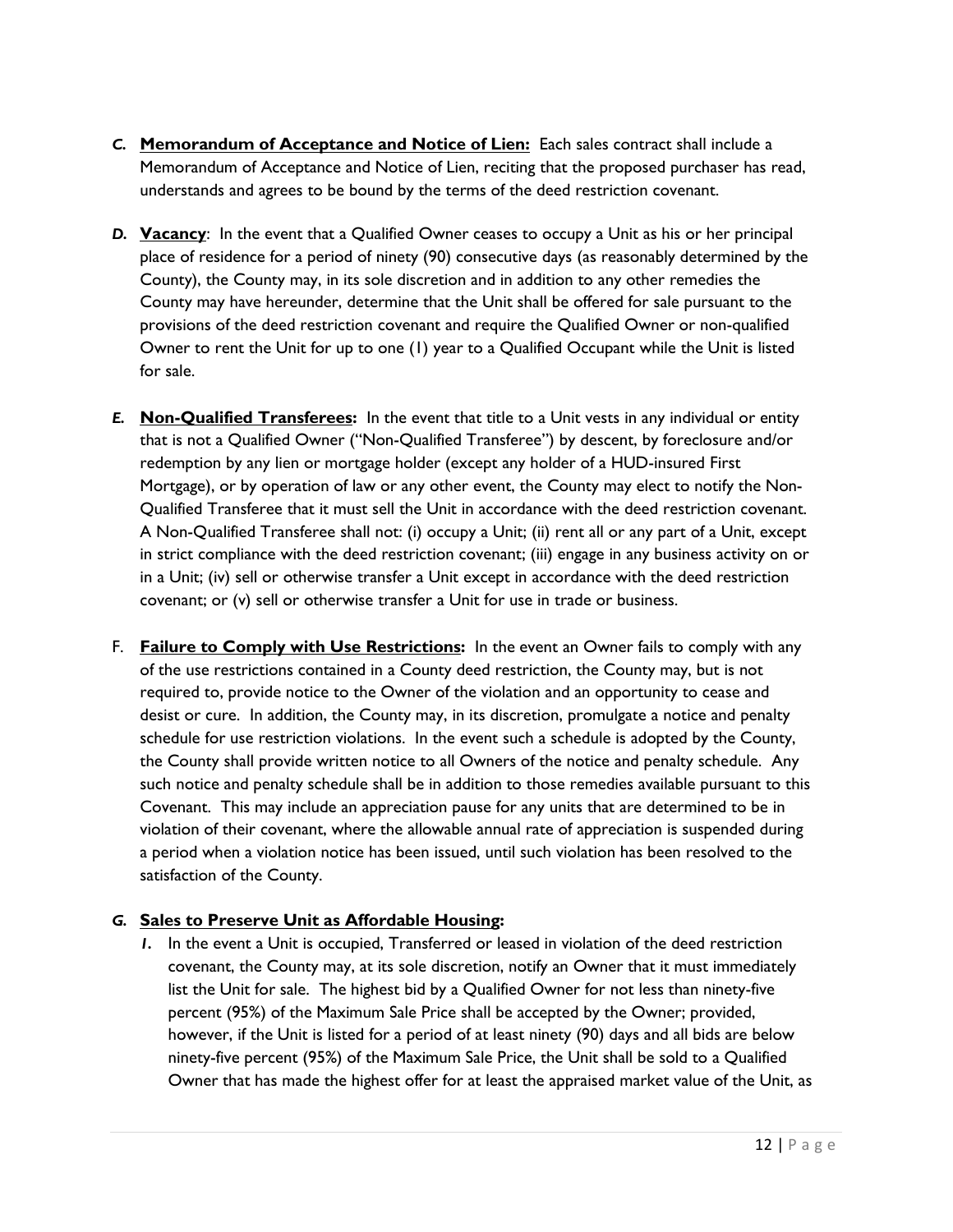*C.* **Memorandum of Acceptance and Notice of Lien:** Each sales contract shall include a Memorandum of Acceptance and Notice of Lien, reciting that the proposed purchaser has read, understands and agrees to be bound by the terms of the deed restriction covenant.

*D.* **Vacancy**: In the event that a Qualified Owner ceases to occupy a Unit as his or her principal place of residence for a period of ninety (90) consecutive days (as reasonably determined by the County), the County may, in its sole discretion and in addition to any other remedies the County may have hereunder, determine that the Unit shall be offered for sale pursuant to the provisions of the deed restriction covenant and require the Qualified Owner or non-qualified Owner to rent the Unit for up to one (1) year to a Qualified Occupant while the Unit is listed for sale.

*E.* **Non-Qualified Transferees:** In the event that title to a Unit vests in any individual or entity that is not a Qualified Owner ("Non-Qualified Transferee") by descent, by foreclosure and/or redemption by any lien or mortgage holder (except any holder of a HUD-insured First Mortgage), or by operation of law or any other event, the County may elect to notify the Non-Qualified Transferee that it must sell the Unit in accordance with the deed restriction covenant. A Non-Qualified Transferee shall not: (i) occupy a Unit; (ii) rent all or any part of a Unit, except in strict compliance with the deed restriction covenant; (iii) engage in any business activity on or in a Unit; (iv) sell or otherwise transfer a Unit except in accordance with the deed restriction covenant; or (v) sell or otherwise transfer a Unit for use in trade or business.

F. **Failure to Comply with Use Restrictions:** In the event an Owner fails to comply with any of the use restrictions contained in a County deed restriction, the County may, but is not required to, provide notice to the Owner of the violation and an opportunity to cease and desist or cure. In addition, the County may, in its discretion, promulgate a notice and penalty schedule for use restriction violations. In the event such a schedule is adopted by the County, the County shall provide written notice to all Owners of the notice and penalty schedule. Any such notice and penalty schedule shall be in addition to those remedies available pursuant to this Covenant. This may include an appreciation pause for any units that are determined to be in violation of their covenant, where the allowable annual rate of appreciation is suspended during a period when a violation notice has been issued, until such violation has been resolved to the satisfaction of the County.

*G.* **Sales to Preserve Unit as Affordable Housing:**

*1.* In the event a Unit is occupied, Transferred or leased in violation of the deed restriction covenant, the County may, at its sole discretion, notify an Owner that it must immediately list the Unit for sale. The highest bid by a Qualified Owner for not less than ninety-five percent (95%) of the Maximum Sale Price shall be accepted by the Owner; provided, however, if the Unit is listed for a period of at least ninety (90) days and all bids are below ninety-five percent (95%) of the Maximum Sale Price, the Unit shall be sold to a Qualified Owner that has made the highest offer for at least the appraised market value of the Unit, as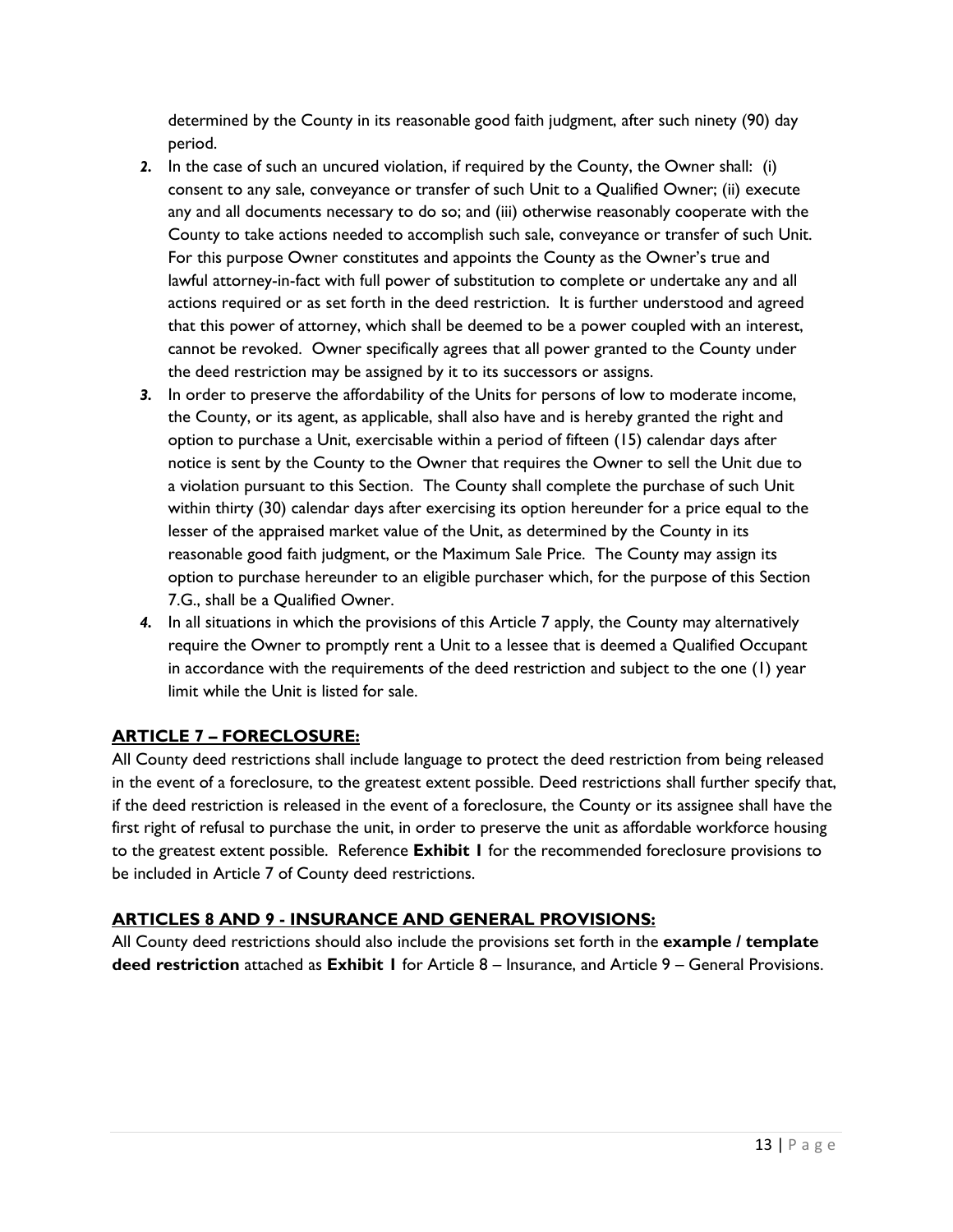determined by the County in its reasonable good faith judgment, after such ninety (90) day period.

2. In the case of such an uncured violation, if required by the County, the Owner shall: (i) consent to any sale, conveyance or transfer of such Unit to a Qualified Owner; (ii) execute any and all documents necessary to do so; and (iii) otherwise reasonably cooperate with the County to take actions needed to accomplish such sale, conveyance or transfer of such Unit. For this purpose Owner constitutes and appoints the County as the Owner's true and lawful attorney-in-fact with full power of substitution to complete or undertake any and all actions required or as set forth in the deed restriction. It is further understood and agreed that this power of attorney, which shall be deemed to be a power coupled with an interest, cannot be revoked. Owner specifically agrees that all power granted to the County under the deed restriction may be assigned by it to its successors or assigns.
3. In order to preserve the affordability of the Units for persons of low to moderate income, the County, or its agent, as applicable, shall also have and is hereby granted the right and option to purchase a Unit, exercisable within a period of fifteen (15) calendar days after notice is sent by the County to the Owner that requires the Owner to sell the Unit due to a violation pursuant to this Section. The County shall complete the purchase of such Unit within thirty (30) calendar days after exercising its option hereunder for a price equal to the lesser of the appraised market value of the Unit, as determined by the County in its reasonable good faith judgment, or the Maximum Sale Price. The County may assign its option to purchase hereunder to an eligible purchaser which, for the purpose of this Section 7.G., shall be a Qualified Owner.
4. In all situations in which the provisions of this Article 7 apply, the County may alternatively require the Owner to promptly rent a Unit to a lessee that is deemed a Qualified Occupant in accordance with the requirements of the deed restriction and subject to the one (1) year limit while the Unit is listed for sale.

## ARTICLE 7 – FORECLOSURE:

All County deed restrictions shall include language to protect the deed restriction from being released in the event of a foreclosure, to the greatest extent possible. Deed restrictions shall further specify that, if the deed restriction is released in the event of a foreclosure, the County or its assignee shall have the first right of refusal to purchase the unit, in order to preserve the unit as affordable workforce housing to the greatest extent possible. Reference **Exhibit 1** for the recommended foreclosure provisions to be included in Article 7 of County deed restrictions.

## ARTICLES 8 AND 9 - INSURANCE AND GENERAL PROVISIONS:

All County deed restrictions should also include the provisions set forth in the **example / template deed restriction** attached as **Exhibit 1** for Article 8 – Insurance, and Article 9 – General Provisions.